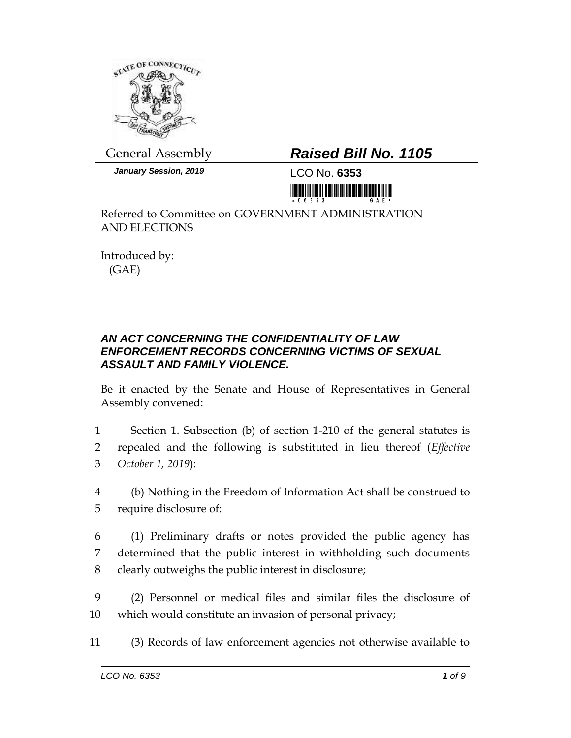General Assembly

# *Raised Bill No. 1105*

***January Session, 2019***

LCO No. **6353**

Referred to Committee on GOVERNMENT ADMINISTRATION AND ELECTIONS

Introduced by:
(GAE)

### *AN ACT CONCERNING THE CONFIDENTIALITY OF LAW ENFORCEMENT RECORDS CONCERNING VICTIMS OF SEXUAL ASSAULT AND FAMILY VIOLENCE.*

Be it enacted by the Senate and House of Representatives in General Assembly convened:

1 Section 1. Subsection (b) of section 1-210 of the general statutes is
2 repealed and the following is substituted in lieu thereof (*Effective*
3 *October 1, 2019*):

4 (b) Nothing in the Freedom of Information Act shall be construed to
5 require disclosure of:

6 (1) Preliminary drafts or notes provided the public agency has
7 determined that the public interest in withholding such documents
8 clearly outweighs the public interest in disclosure;

9 (2) Personnel or medical files and similar files the disclosure of
10 which would constitute an invasion of personal privacy;

11 (3) Records of law enforcement agencies not otherwise available to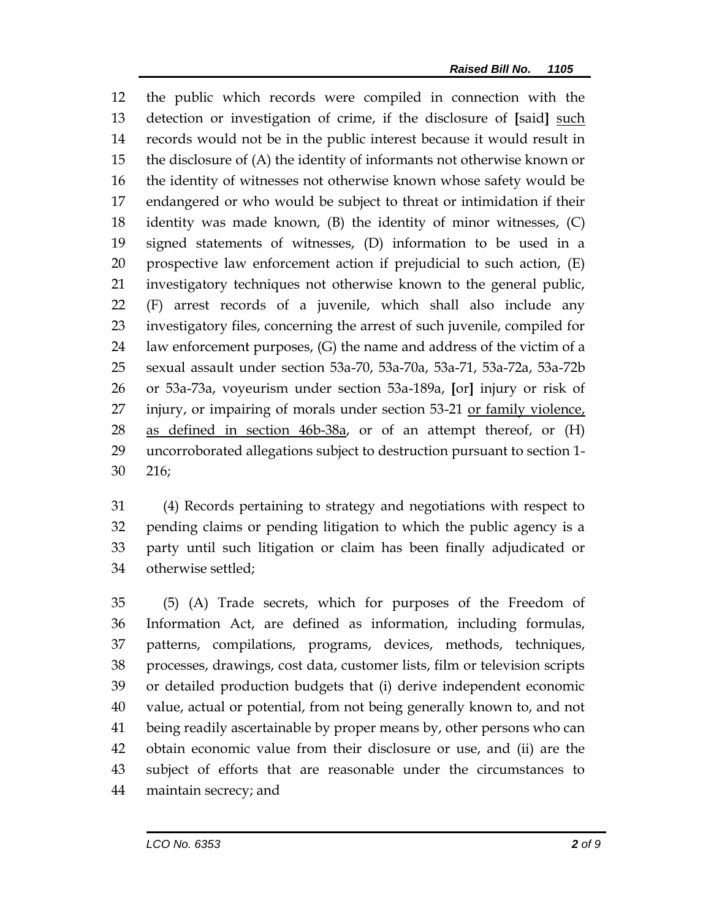12 the public which records were compiled in connection with the
13 detection or investigation of crime, if the disclosure of **[**said**]** <u>such</u>
14 records would not be in the public interest because it would result in
15 the disclosure of (A) the identity of informants not otherwise known or
16 the identity of witnesses not otherwise known whose safety would be
17 endangered or who would be subject to threat or intimidation if their
18 identity was made known, (B) the identity of minor witnesses, (C)
19 signed statements of witnesses, (D) information to be used in a
20 prospective law enforcement action if prejudicial to such action, (E)
21 investigatory techniques not otherwise known to the general public,
22 (F) arrest records of a juvenile, which shall also include any
23 investigatory files, concerning the arrest of such juvenile, compiled for
24 law enforcement purposes, (G) the name and address of the victim of a
25 sexual assault under section 53a-70, 53a-70a, 53a-71, 53a-72a, 53a-72b
26 or 53a-73a, voyeurism under section 53a-189a, **[**or**]** injury or risk of
27 injury, or impairing of morals under section 53-21 <u>or family violence,</u>
28 <u>as defined in section 46b-38a</u>, or of an attempt thereof, or (H)
29 uncorroborated allegations subject to destruction pursuant to section 1-
30 216;

31 (4) Records pertaining to strategy and negotiations with respect to
32 pending claims or pending litigation to which the public agency is a
33 party until such litigation or claim has been finally adjudicated or
34 otherwise settled;

35 (5) (A) Trade secrets, which for purposes of the Freedom of
36 Information Act, are defined as information, including formulas,
37 patterns, compilations, programs, devices, methods, techniques,
38 processes, drawings, cost data, customer lists, film or television scripts
39 or detailed production budgets that (i) derive independent economic
40 value, actual or potential, from not being generally known to, and not
41 being readily ascertainable by proper means by, other persons who can
42 obtain economic value from their disclosure or use, and (ii) are the
43 subject of efforts that are reasonable under the circumstances to
44 maintain secrecy; and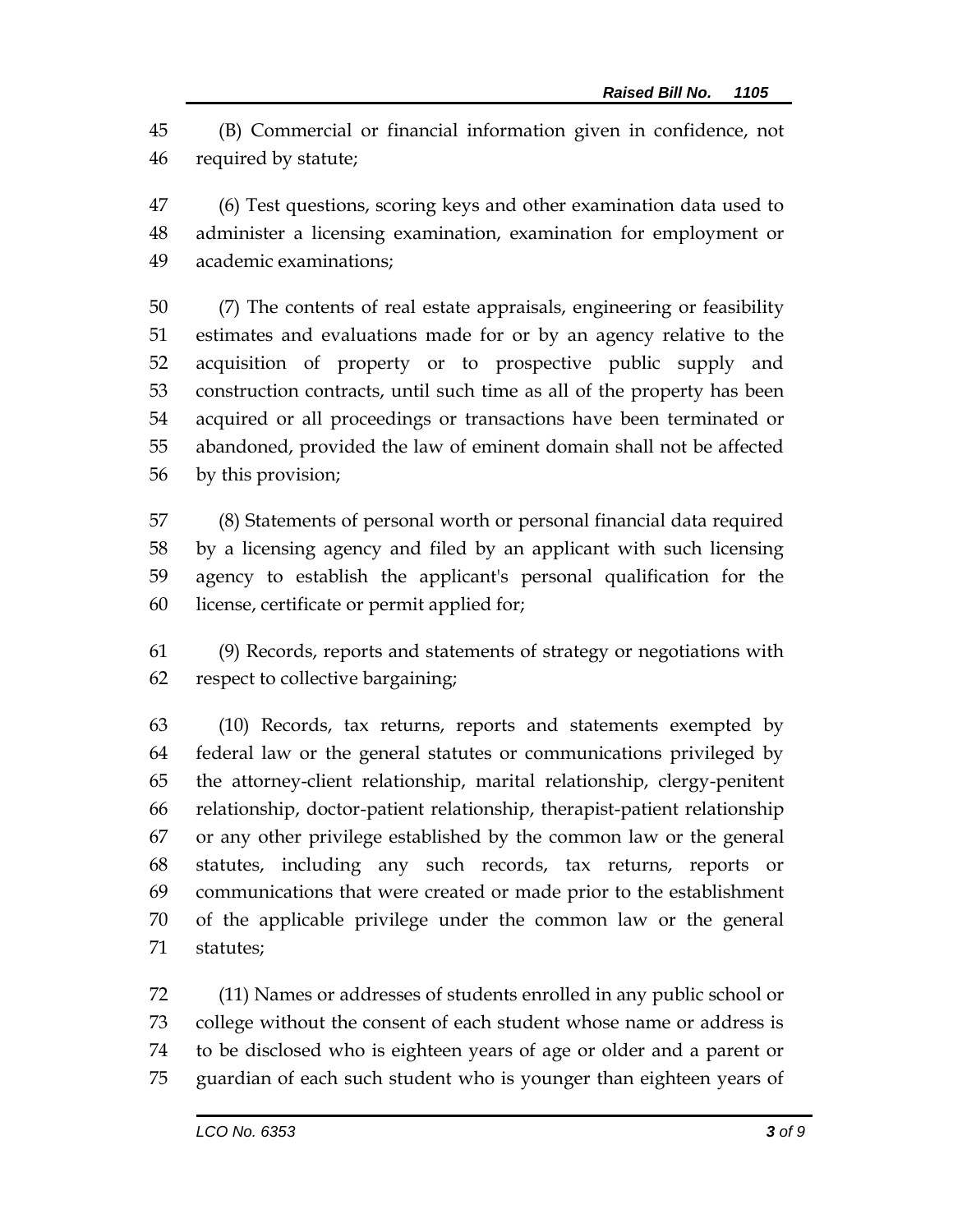(B) Commercial or financial information given in confidence, not required by statute;

(6) Test questions, scoring keys and other examination data used to administer a licensing examination, examination for employment or academic examinations;

(7) The contents of real estate appraisals, engineering or feasibility estimates and evaluations made for or by an agency relative to the acquisition of property or to prospective public supply and construction contracts, until such time as all of the property has been acquired or all proceedings or transactions have been terminated or abandoned, provided the law of eminent domain shall not be affected by this provision;

(8) Statements of personal worth or personal financial data required by a licensing agency and filed by an applicant with such licensing agency to establish the applicant's personal qualification for the license, certificate or permit applied for;

(9) Records, reports and statements of strategy or negotiations with respect to collective bargaining;

(10) Records, tax returns, reports and statements exempted by federal law or the general statutes or communications privileged by the attorney-client relationship, marital relationship, clergy-penitent relationship, doctor-patient relationship, therapist-patient relationship or any other privilege established by the common law or the general statutes, including any such records, tax returns, reports or communications that were created or made prior to the establishment of the applicable privilege under the common law or the general statutes;

(11) Names or addresses of students enrolled in any public school or college without the consent of each student whose name or address is to be disclosed who is eighteen years of age or older and a parent or guardian of each such student who is younger than eighteen years of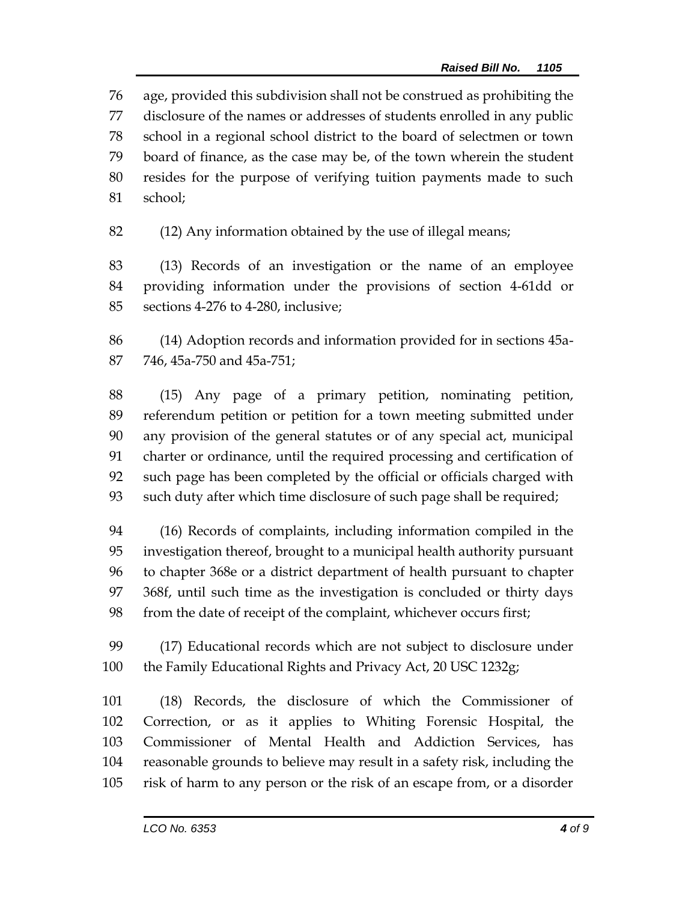age, provided this subdivision shall not be construed as prohibiting the disclosure of the names or addresses of students enrolled in any public school in a regional school district to the board of selectmen or town board of finance, as the case may be, of the town wherein the student resides for the purpose of verifying tuition payments made to such school;

(12) Any information obtained by the use of illegal means;

(13) Records of an investigation or the name of an employee providing information under the provisions of section 4-61dd or sections 4-276 to 4-280, inclusive;

(14) Adoption records and information provided for in sections 45a-746, 45a-750 and 45a-751;

(15) Any page of a primary petition, nominating petition, referendum petition or petition for a town meeting submitted under any provision of the general statutes or of any special act, municipal charter or ordinance, until the required processing and certification of such page has been completed by the official or officials charged with such duty after which time disclosure of such page shall be required;

(16) Records of complaints, including information compiled in the investigation thereof, brought to a municipal health authority pursuant to chapter 368e or a district department of health pursuant to chapter 368f, until such time as the investigation is concluded or thirty days from the date of receipt of the complaint, whichever occurs first;

(17) Educational records which are not subject to disclosure under the Family Educational Rights and Privacy Act, 20 USC 1232g;

(18) Records, the disclosure of which the Commissioner of Correction, or as it applies to Whiting Forensic Hospital, the Commissioner of Mental Health and Addiction Services, has reasonable grounds to believe may result in a safety risk, including the risk of harm to any person or the risk of an escape from, or a disorder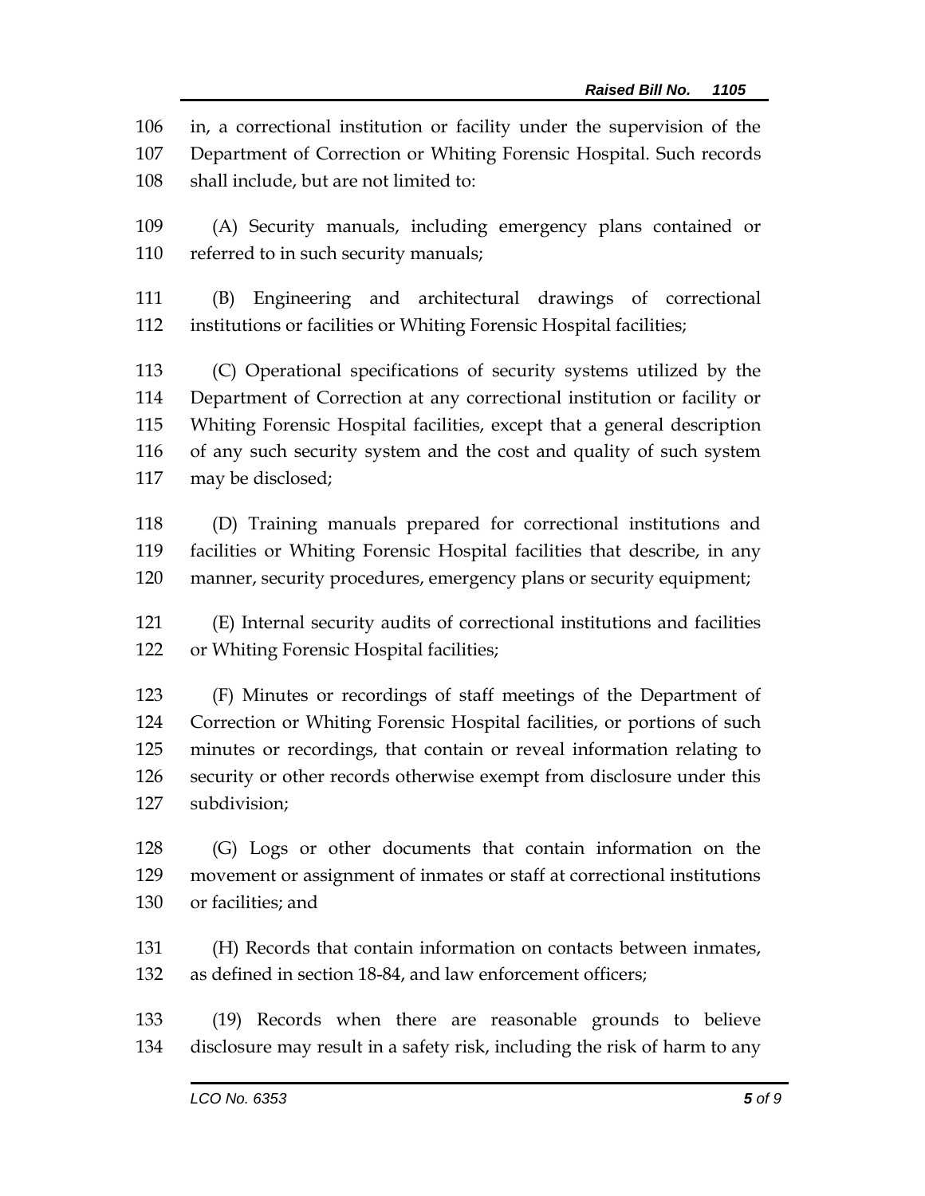in, a correctional institution or facility under the supervision of the Department of Correction or Whiting Forensic Hospital. Such records shall include, but are not limited to:

(A) Security manuals, including emergency plans contained or referred to in such security manuals;

(B) Engineering and architectural drawings of correctional institutions or facilities or Whiting Forensic Hospital facilities;

(C) Operational specifications of security systems utilized by the Department of Correction at any correctional institution or facility or Whiting Forensic Hospital facilities, except that a general description of any such security system and the cost and quality of such system may be disclosed;

(D) Training manuals prepared for correctional institutions and facilities or Whiting Forensic Hospital facilities that describe, in any manner, security procedures, emergency plans or security equipment;

(E) Internal security audits of correctional institutions and facilities or Whiting Forensic Hospital facilities;

(F) Minutes or recordings of staff meetings of the Department of Correction or Whiting Forensic Hospital facilities, or portions of such minutes or recordings, that contain or reveal information relating to security or other records otherwise exempt from disclosure under this subdivision;

(G) Logs or other documents that contain information on the movement or assignment of inmates or staff at correctional institutions or facilities; and

(H) Records that contain information on contacts between inmates, as defined in section 18-84, and law enforcement officers;

(19) Records when there are reasonable grounds to believe disclosure may result in a safety risk, including the risk of harm to any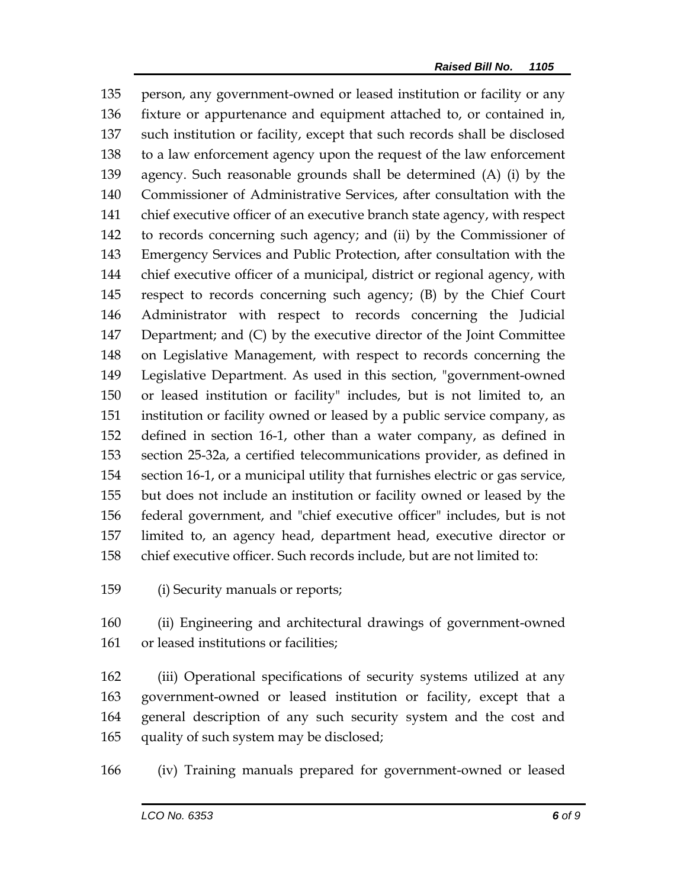person, any government-owned or leased institution or facility or any fixture or appurtenance and equipment attached to, or contained in, such institution or facility, except that such records shall be disclosed to a law enforcement agency upon the request of the law enforcement agency. Such reasonable grounds shall be determined (A) (i) by the Commissioner of Administrative Services, after consultation with the chief executive officer of an executive branch state agency, with respect to records concerning such agency; and (ii) by the Commissioner of Emergency Services and Public Protection, after consultation with the chief executive officer of a municipal, district or regional agency, with respect to records concerning such agency; (B) by the Chief Court Administrator with respect to records concerning the Judicial Department; and (C) by the executive director of the Joint Committee on Legislative Management, with respect to records concerning the Legislative Department. As used in this section, "government-owned or leased institution or facility" includes, but is not limited to, an institution or facility owned or leased by a public service company, as defined in section 16-1, other than a water company, as defined in section 25-32a, a certified telecommunications provider, as defined in section 16-1, or a municipal utility that furnishes electric or gas service, but does not include an institution or facility owned or leased by the federal government, and "chief executive officer" includes, but is not limited to, an agency head, department head, executive director or chief executive officer. Such records include, but are not limited to:

(i) Security manuals or reports;

(ii) Engineering and architectural drawings of government-owned or leased institutions or facilities;

(iii) Operational specifications of security systems utilized at any government-owned or leased institution or facility, except that a general description of any such security system and the cost and quality of such system may be disclosed;

(iv) Training manuals prepared for government-owned or leased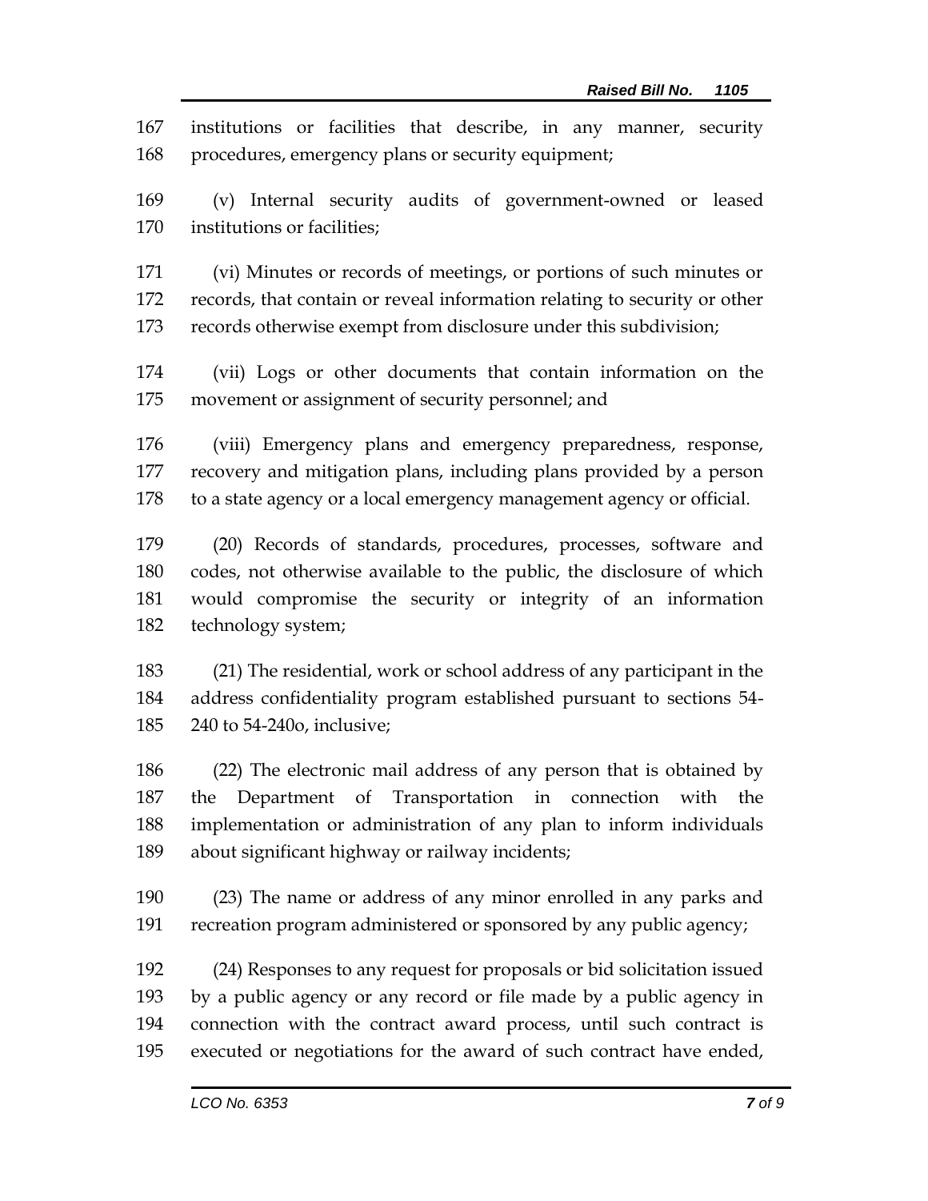institutions or facilities that describe, in any manner, security procedures, emergency plans or security equipment;

(v) Internal security audits of government-owned or leased institutions or facilities;

(vi) Minutes or records of meetings, or portions of such minutes or records, that contain or reveal information relating to security or other records otherwise exempt from disclosure under this subdivision;

(vii) Logs or other documents that contain information on the movement or assignment of security personnel; and

(viii) Emergency plans and emergency preparedness, response, recovery and mitigation plans, including plans provided by a person to a state agency or a local emergency management agency or official.

(20) Records of standards, procedures, processes, software and codes, not otherwise available to the public, the disclosure of which would compromise the security or integrity of an information technology system;

(21) The residential, work or school address of any participant in the address confidentiality program established pursuant to sections 54-240 to 54-240o, inclusive;

(22) The electronic mail address of any person that is obtained by the Department of Transportation in connection with the implementation or administration of any plan to inform individuals about significant highway or railway incidents;

(23) The name or address of any minor enrolled in any parks and recreation program administered or sponsored by any public agency;

(24) Responses to any request for proposals or bid solicitation issued by a public agency or any record or file made by a public agency in connection with the contract award process, until such contract is executed or negotiations for the award of such contract have ended,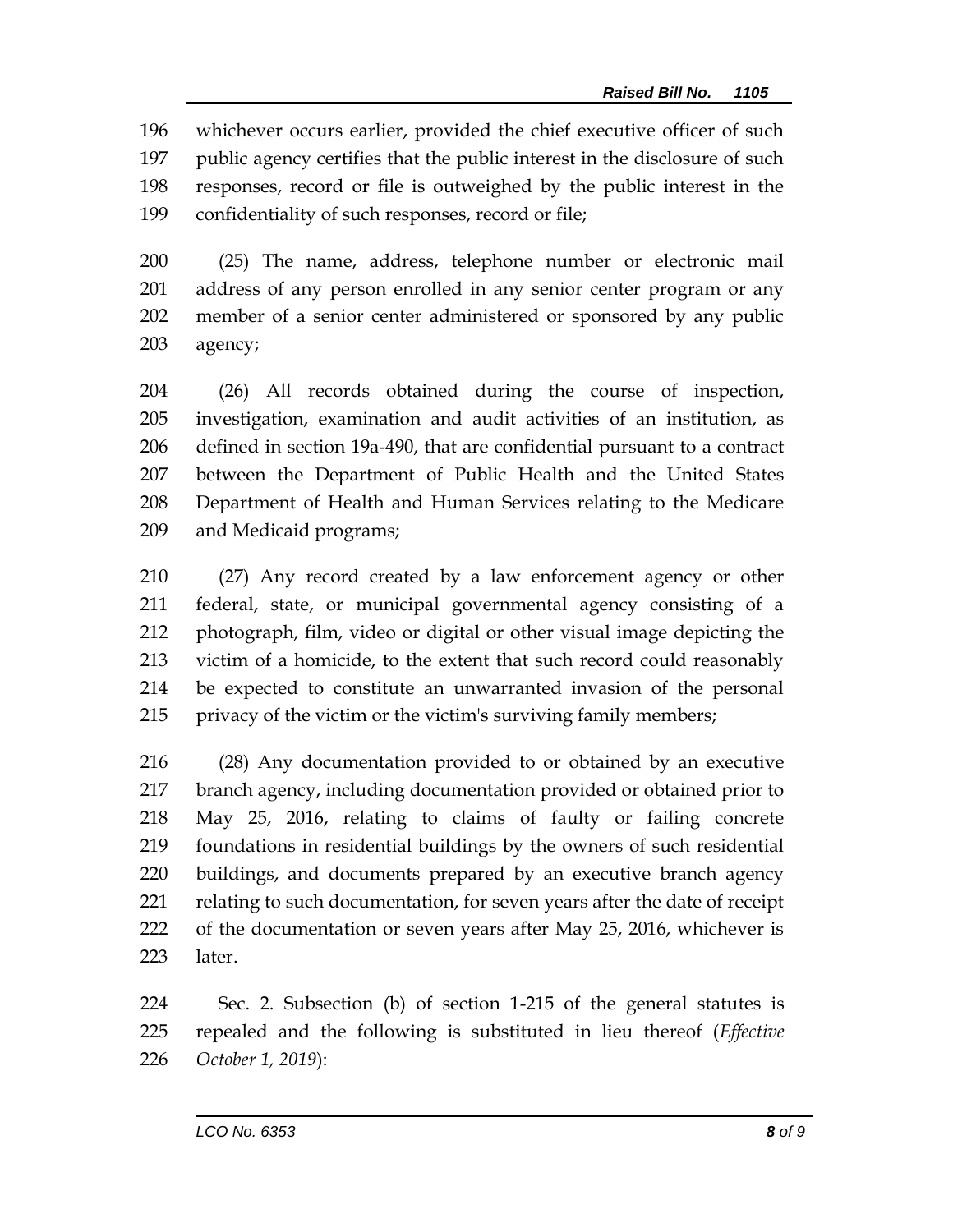196 whichever occurs earlier, provided the chief executive officer of such
197 public agency certifies that the public interest in the disclosure of such
198 responses, record or file is outweighed by the public interest in the
199 confidentiality of such responses, record or file;

200 (25) The name, address, telephone number or electronic mail
201 address of any person enrolled in any senior center program or any
202 member of a senior center administered or sponsored by any public
203 agency;

204 (26) All records obtained during the course of inspection,
205 investigation, examination and audit activities of an institution, as
206 defined in section 19a-490, that are confidential pursuant to a contract
207 between the Department of Public Health and the United States
208 Department of Health and Human Services relating to the Medicare
209 and Medicaid programs;

210 (27) Any record created by a law enforcement agency or other
211 federal, state, or municipal governmental agency consisting of a
212 photograph, film, video or digital or other visual image depicting the
213 victim of a homicide, to the extent that such record could reasonably
214 be expected to constitute an unwarranted invasion of the personal
215 privacy of the victim or the victim's surviving family members;

216 (28) Any documentation provided to or obtained by an executive
217 branch agency, including documentation provided or obtained prior to
218 May 25, 2016, relating to claims of faulty or failing concrete
219 foundations in residential buildings by the owners of such residential
220 buildings, and documents prepared by an executive branch agency
221 relating to such documentation, for seven years after the date of receipt
222 of the documentation or seven years after May 25, 2016, whichever is
223 later.

224 Sec. 2. Subsection (b) of section 1-215 of the general statutes is
225 repealed and the following is substituted in lieu thereof (*Effective*
226 *October 1, 2019*):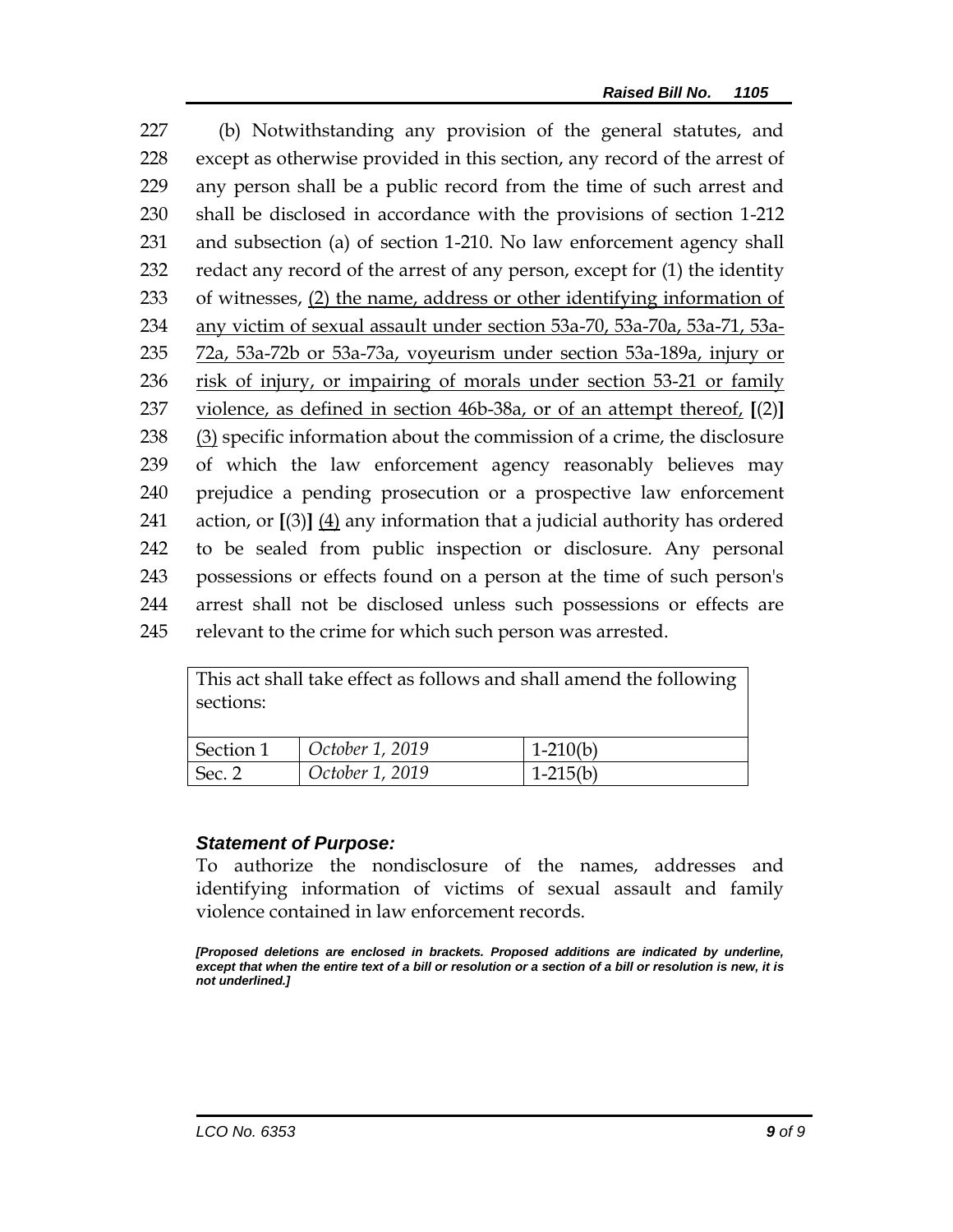227 (b) Notwithstanding any provision of the general statutes, and
228 except as otherwise provided in this section, any record of the arrest of
229 any person shall be a public record from the time of such arrest and
230 shall be disclosed in accordance with the provisions of section 1-212
231 and subsection (a) of section 1-210. No law enforcement agency shall
232 redact any record of the arrest of any person, except for (1) the identity
233 of witnesses, <u>(2) the name, address or other identifying information of</u>
234 <u>any victim of sexual assault under section 53a-70, 53a-70a, 53a-71, 53a-</u>
235 <u>72a, 53a-72b or 53a-73a, voyeurism under section 53a-189a, injury or</u>
236 <u>risk of injury, or impairing of morals under section 53-21 or family</u>
237 <u>violence, as defined in section 46b-38a, or of an attempt thereof,</u> **[**(2)**]**
238 <u>(3)</u> specific information about the commission of a crime, the disclosure
239 of which the law enforcement agency reasonably believes may
240 prejudice a pending prosecution or a prospective law enforcement
241 action, or **[**(3)**]** <u>(4)</u> any information that a judicial authority has ordered
242 to be sealed from public inspection or disclosure. Any personal
243 possessions or effects found on a person at the time of such person's
244 arrest shall not be disclosed unless such possessions or effects are
245 relevant to the crime for which such person was arrested.

| This act shall take effect as follows and shall amend the following sections: | | |
|---|---|---|
| Section 1 | *October 1, 2019* | 1-210(b) |
| Sec. 2 | *October 1, 2019* | 1-215(b) |

### *Statement of Purpose:*

To authorize the nondisclosure of the names, addresses and identifying information of victims of sexual assault and family violence contained in law enforcement records.

***[Proposed deletions are enclosed in brackets. Proposed additions are indicated by underline, except that when the entire text of a bill or resolution or a section of a bill or resolution is new, it is not underlined.]***